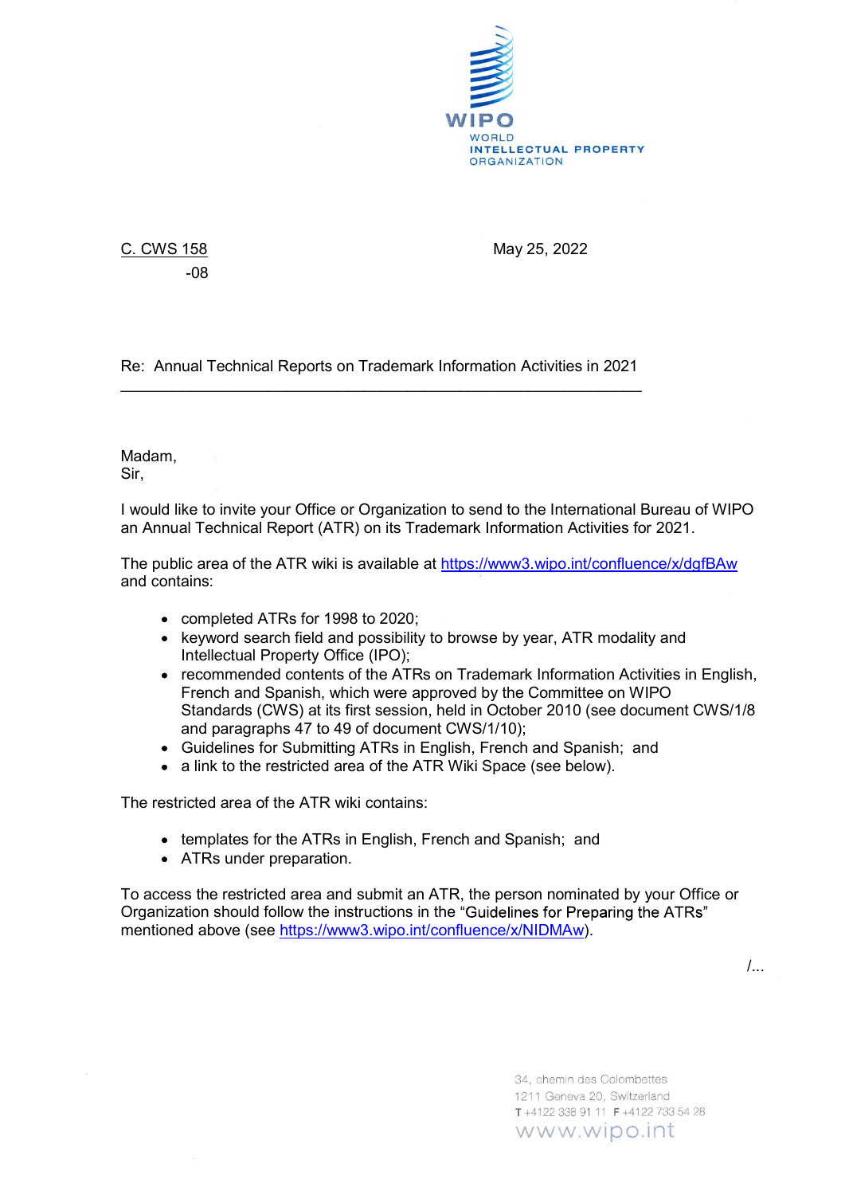WIPO
WORLD
INTELLECTUAL PROPERTY
ORGANIZATION

C. CWS 158
-08

May 25, 2022

Re: Annual Technical Reports on Trademark Information Activities in 2021

Madam,
Sir,

I would like to invite your Office or Organization to send to the International Bureau of WIPO an Annual Technical Report (ATR) on its Trademark Information Activities for 2021.

The public area of the ATR wiki is available at https://www3.wipo.int/confluence/x/dgfBAw and contains:

- completed ATRs for 1998 to 2020;
- keyword search field and possibility to browse by year, ATR modality and Intellectual Property Office (IPO);
- recommended contents of the ATRs on Trademark Information Activities in English, French and Spanish, which were approved by the Committee on WIPO Standards (CWS) at its first session, held in October 2010 (see document CWS/1/8 and paragraphs 47 to 49 of document CWS/1/10);
- Guidelines for Submitting ATRs in English, French and Spanish; and
- a link to the restricted area of the ATR Wiki Space (see below).

The restricted area of the ATR wiki contains:

- templates for the ATRs in English, French and Spanish; and
- ATRs under preparation.

To access the restricted area and submit an ATR, the person nominated by your Office or Organization should follow the instructions in the “Guidelines for Preparing the ATRs” mentioned above (see https://www3.wipo.int/confluence/x/NIDMAw).

/...

34, chemin des Colombettes
1211 Geneva 20, Switzerland
T +4122 338 91 11 F +4122 733 54 28
www.wipo.int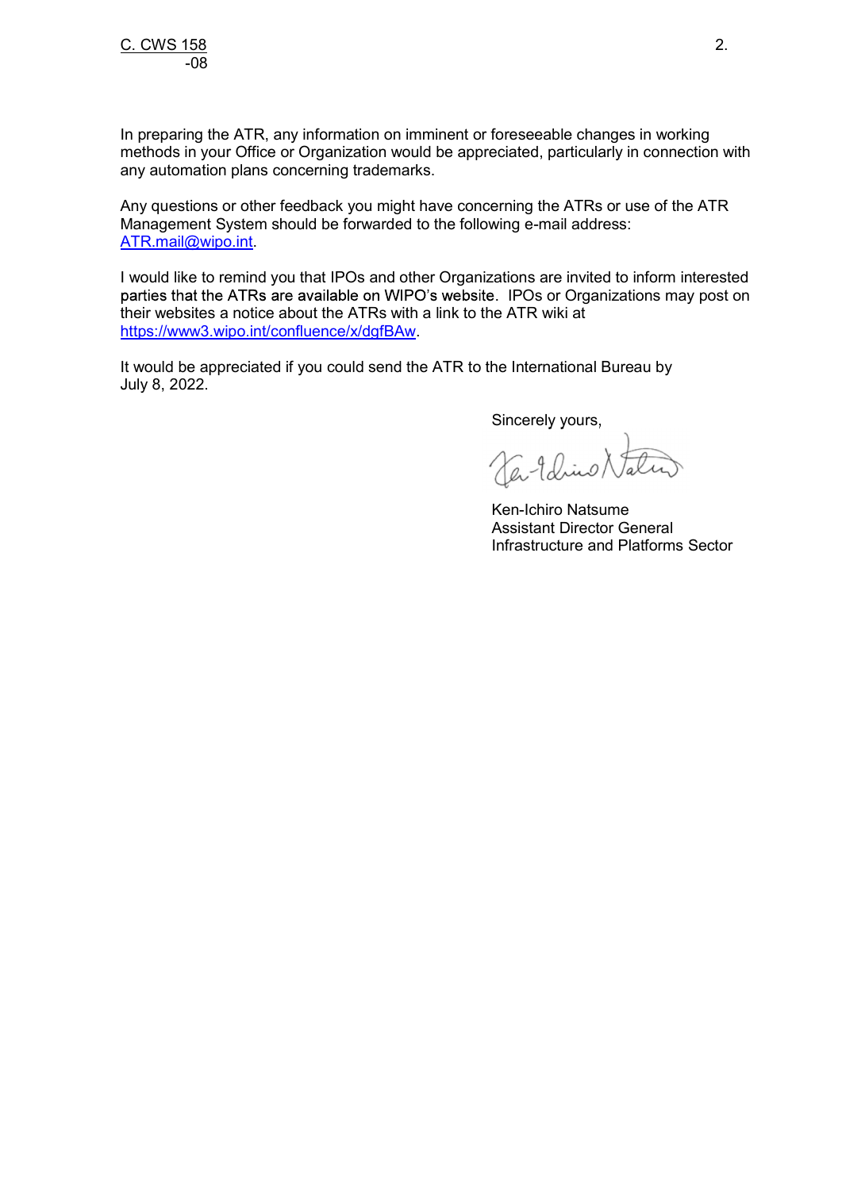In preparing the ATR, any information on imminent or foreseeable changes in working methods in your Office or Organization would be appreciated, particularly in connection with any automation plans concerning trademarks.

Any questions or other feedback you might have concerning the ATRs or use of the ATR Management System should be forwarded to the following e-mail address: ATR.mail@wipo.int.

I would like to remind you that IPOs and other Organizations are invited to inform interested parties that the ATRs are available on WIPO's website. IPOs or Organizations may post on their websites a notice about the ATRs with a link to the ATR wiki at https://www3.wipo.int/confluence/x/dgfBAw.

It would be appreciated if you could send the ATR to the International Bureau by July 8, 2022.

Sincerely yours,

Ken-Ichiro Natsume
Assistant Director General
Infrastructure and Platforms Sector